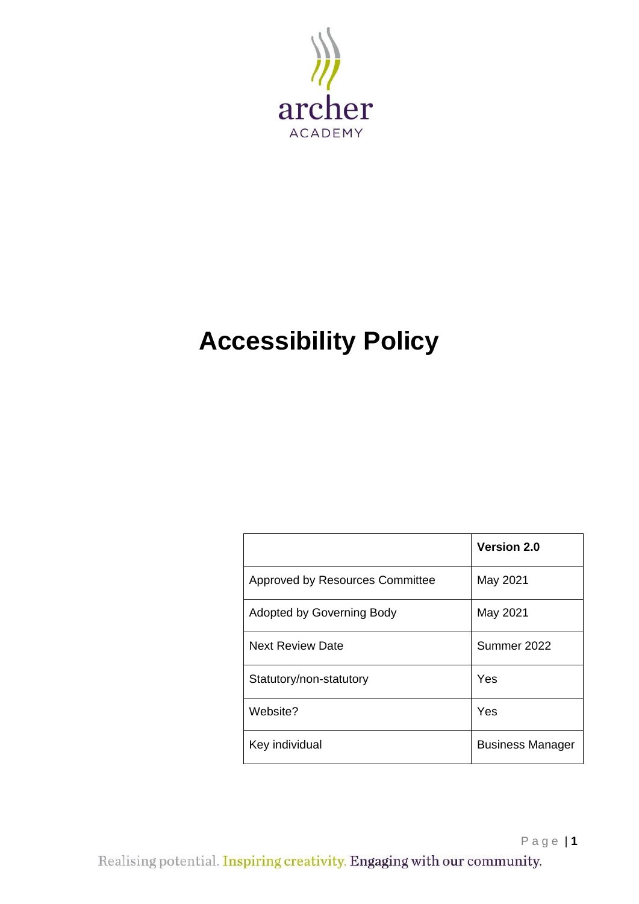archer
ACADEMY

# Accessibility Policy

| | Version 2.0 |
|---|---|
| Approved by Resources Committee | May 2021 |
| Adopted by Governing Body | May 2021 |
| Next Review Date | Summer 2022 |
| Statutory/non-statutory | Yes |
| Website? | Yes |
| Key individual | Business Manager |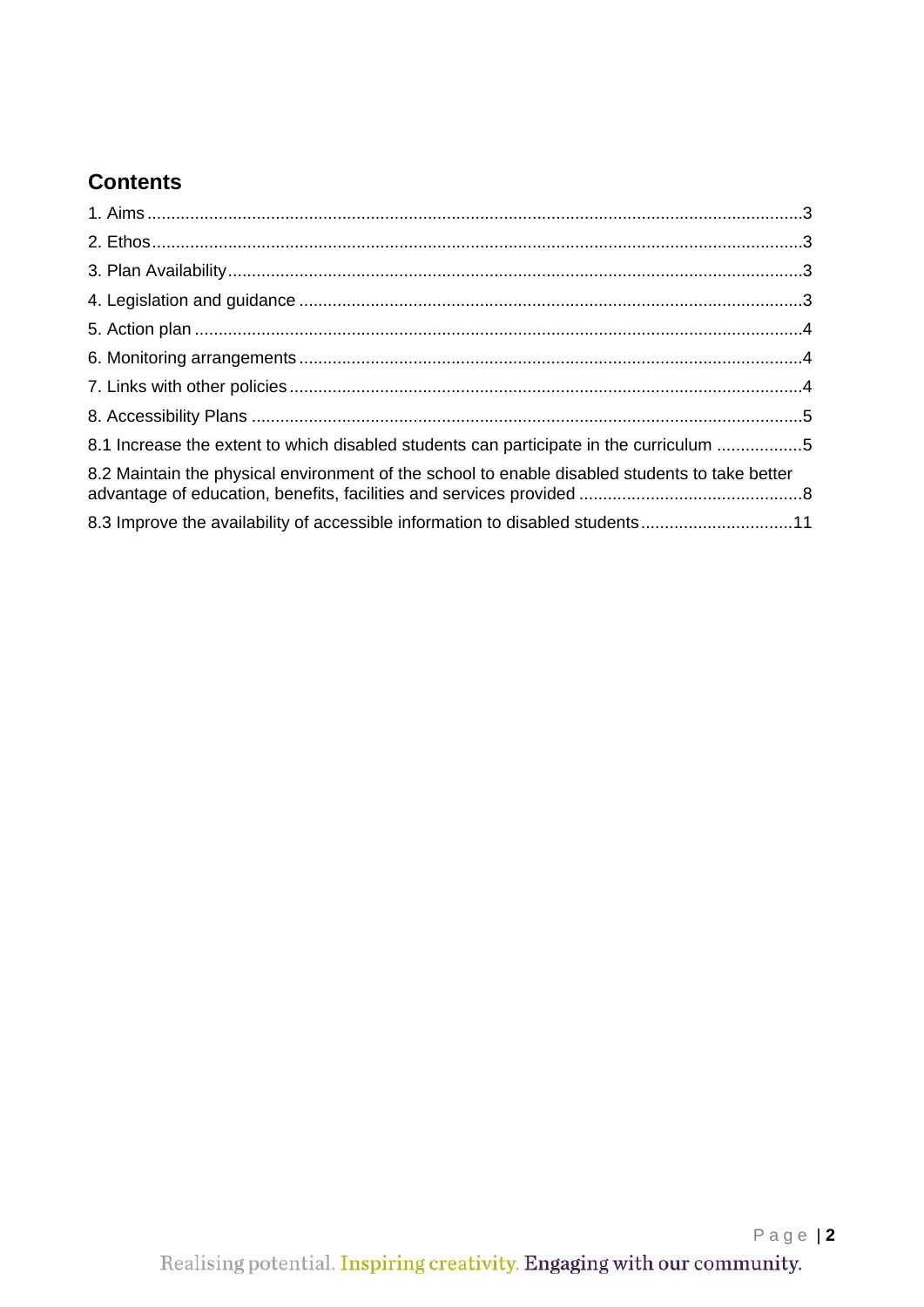## Contents

1. Aims ....................................................................................................................................3
2. Ethos ...................................................................................................................................3
3. Plan Availability ..................................................................................................................3
4. Legislation and guidance ....................................................................................................3
5. Action plan ..........................................................................................................................4
6. Monitoring arrangements ....................................................................................................4
7. Links with other policies ......................................................................................................4
8. Accessibility Plans ..............................................................................................................5

8.1 Increase the extent to which disabled students can participate in the curriculum ..................5

8.2 Maintain the physical environment of the school to enable disabled students to take better advantage of education, benefits, facilities and services provided ...............................................8

8.3 Improve the availability of accessible information to disabled students................................11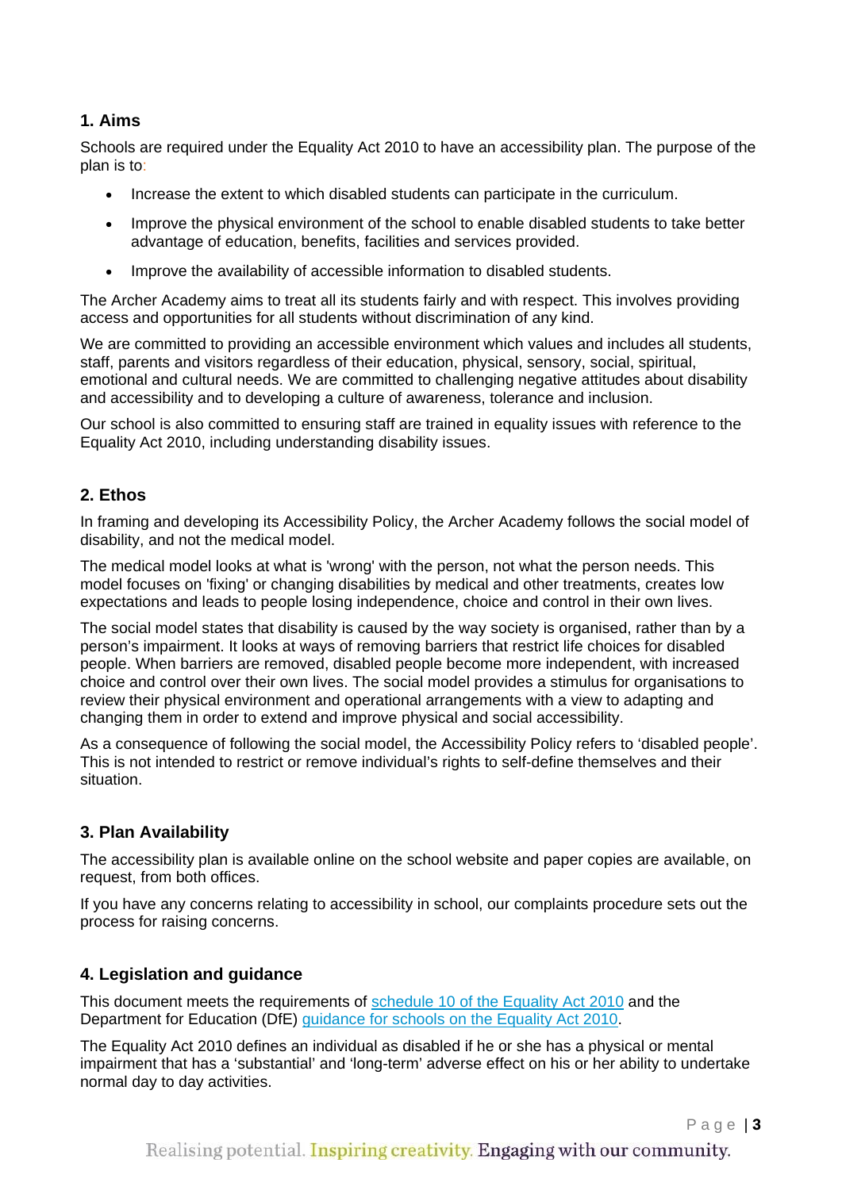## 1. Aims

Schools are required under the Equality Act 2010 to have an accessibility plan. The purpose of the plan is to:

- Increase the extent to which disabled students can participate in the curriculum.
- Improve the physical environment of the school to enable disabled students to take better advantage of education, benefits, facilities and services provided.
- Improve the availability of accessible information to disabled students.

The Archer Academy aims to treat all its students fairly and with respect. This involves providing access and opportunities for all students without discrimination of any kind.

We are committed to providing an accessible environment which values and includes all students, staff, parents and visitors regardless of their education, physical, sensory, social, spiritual, emotional and cultural needs. We are committed to challenging negative attitudes about disability and accessibility and to developing a culture of awareness, tolerance and inclusion.

Our school is also committed to ensuring staff are trained in equality issues with reference to the Equality Act 2010, including understanding disability issues.

## 2. Ethos

In framing and developing its Accessibility Policy, the Archer Academy follows the social model of disability, and not the medical model.

The medical model looks at what is 'wrong' with the person, not what the person needs. This model focuses on 'fixing' or changing disabilities by medical and other treatments, creates low expectations and leads to people losing independence, choice and control in their own lives.

The social model states that disability is caused by the way society is organised, rather than by a person's impairment. It looks at ways of removing barriers that restrict life choices for disabled people. When barriers are removed, disabled people become more independent, with increased choice and control over their own lives. The social model provides a stimulus for organisations to review their physical environment and operational arrangements with a view to adapting and changing them in order to extend and improve physical and social accessibility.

As a consequence of following the social model, the Accessibility Policy refers to 'disabled people'. This is not intended to restrict or remove individual's rights to self-define themselves and their situation.

## 3. Plan Availability

The accessibility plan is available online on the school website and paper copies are available, on request, from both offices.

If you have any concerns relating to accessibility in school, our complaints procedure sets out the process for raising concerns.

## 4. Legislation and guidance

This document meets the requirements of schedule 10 of the Equality Act 2010 and the Department for Education (DfE) guidance for schools on the Equality Act 2010.

The Equality Act 2010 defines an individual as disabled if he or she has a physical or mental impairment that has a 'substantial' and 'long-term' adverse effect on his or her ability to undertake normal day to day activities.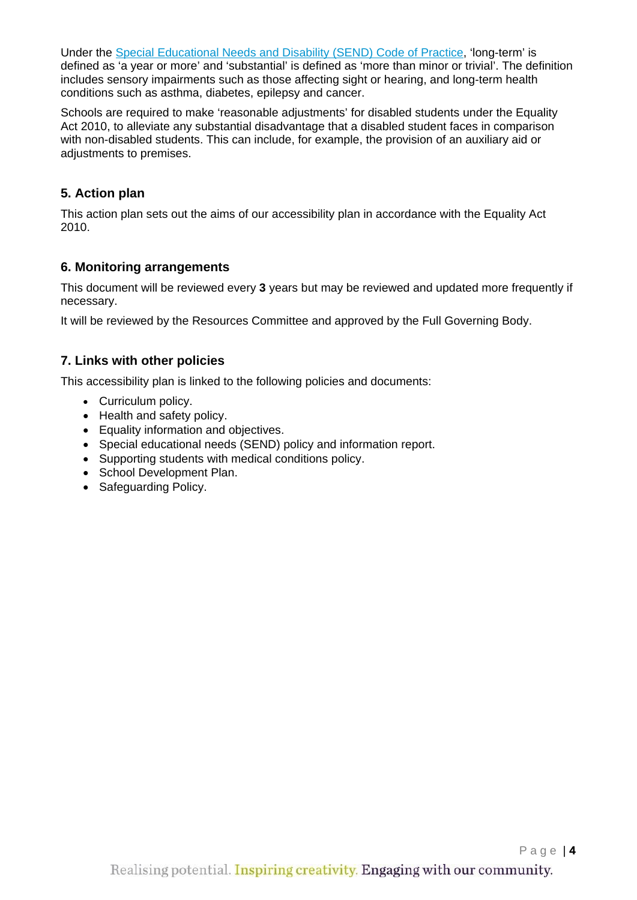Under the [Special Educational Needs and Disability (SEND) Code of Practice](), 'long-term' is defined as 'a year or more' and 'substantial' is defined as 'more than minor or trivial'. The definition includes sensory impairments such as those affecting sight or hearing, and long-term health conditions such as asthma, diabetes, epilepsy and cancer.

Schools are required to make 'reasonable adjustments' for disabled students under the Equality Act 2010, to alleviate any substantial disadvantage that a disabled student faces in comparison with non-disabled students. This can include, for example, the provision of an auxiliary aid or adjustments to premises.

## 5. Action plan

This action plan sets out the aims of our accessibility plan in accordance with the Equality Act 2010.

## 6. Monitoring arrangements

This document will be reviewed every **3** years but may be reviewed and updated more frequently if necessary.

It will be reviewed by the Resources Committee and approved by the Full Governing Body.

## 7. Links with other policies

This accessibility plan is linked to the following policies and documents:

- Curriculum policy.
- Health and safety policy.
- Equality information and objectives.
- Special educational needs (SEND) policy and information report.
- Supporting students with medical conditions policy.
- School Development Plan.
- Safeguarding Policy.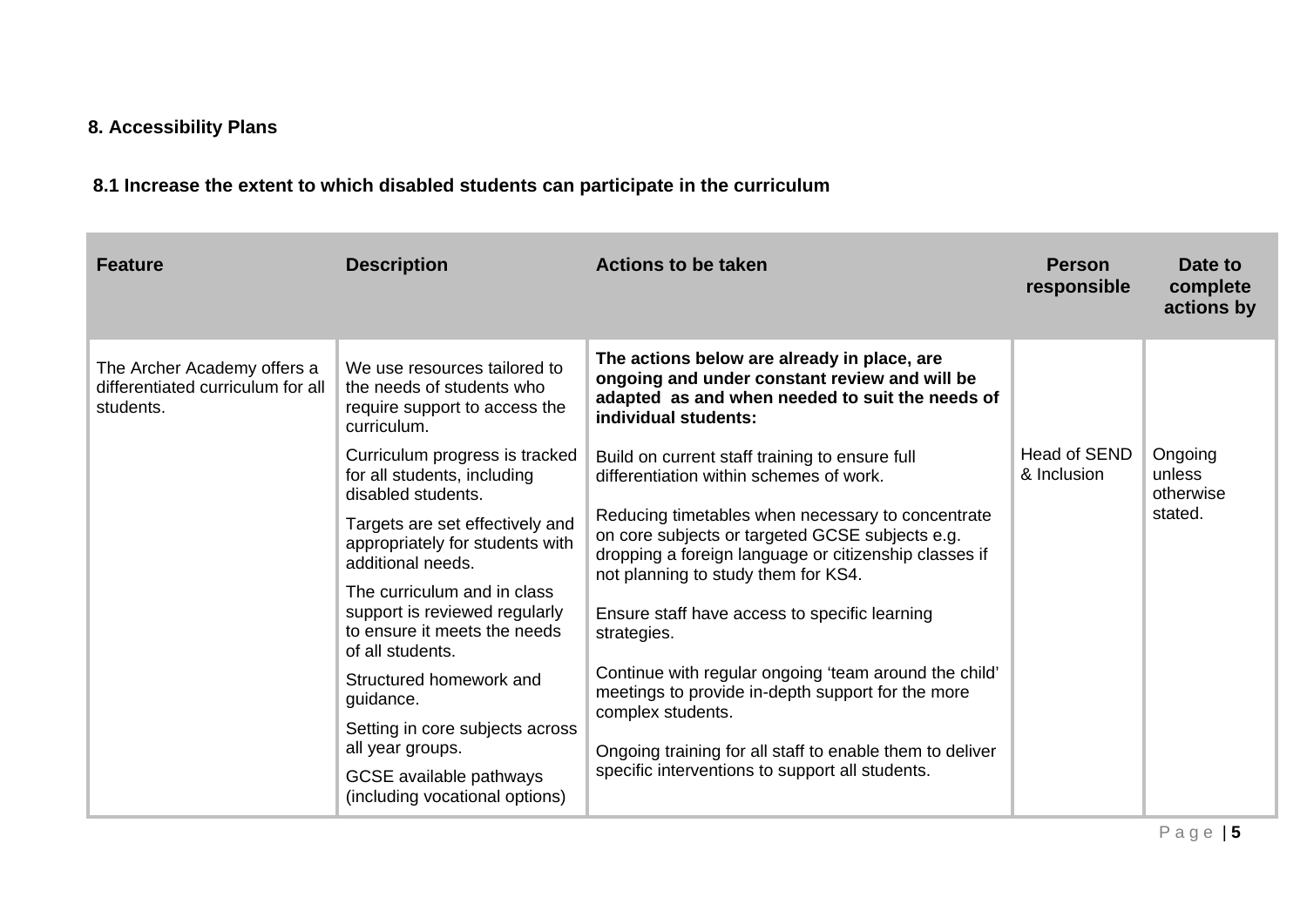## 8. Accessibility Plans

### 8.1 Increase the extent to which disabled students can participate in the curriculum

| Feature | Description | Actions to be taken | Person responsible | Date to complete actions by |
|---|---|---|---|---|
| The Archer Academy offers a differentiated curriculum for all students. | We use resources tailored to the needs of students who require support to access the curriculum.<br><br>Curriculum progress is tracked for all students, including disabled students.<br><br>Targets are set effectively and appropriately for students with additional needs.<br><br>The curriculum and in class support is reviewed regularly to ensure it meets the needs of all students.<br><br>Structured homework and guidance.<br><br>Setting in core subjects across all year groups.<br><br>GCSE available pathways (including vocational options) | **The actions below are already in place, are ongoing and under constant review and will be adapted as and when needed to suit the needs of individual students:**<br><br>Build on current staff training to ensure full differentiation within schemes of work.<br><br>Reducing timetables when necessary to concentrate on core subjects or targeted GCSE subjects e.g. dropping a foreign language or citizenship classes if not planning to study them for KS4.<br><br>Ensure staff have access to specific learning strategies.<br><br>Continue with regular ongoing 'team around the child' meetings to provide in-depth support for the more complex students.<br><br>Ongoing training for all staff to enable them to deliver specific interventions to support all students. | Head of SEND & Inclusion | Ongoing unless otherwise stated. |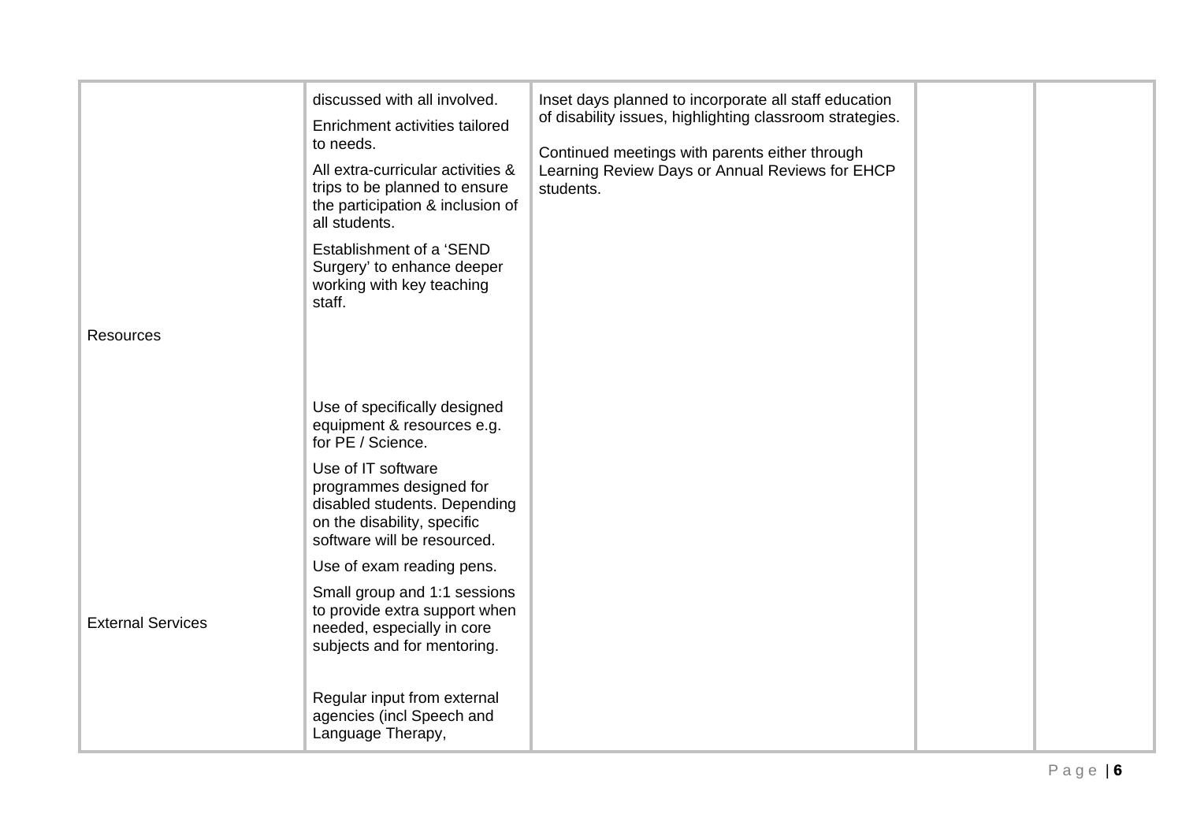| | | | | |
|---|---|---|---|---|
| | discussed with all involved.<br>Enrichment activities tailored to needs.<br>All extra-curricular activities & trips to be planned to ensure the participation & inclusion of all students.<br>Establishment of a 'SEND Surgery' to enhance deeper working with key teaching staff. | Inset days planned to incorporate all staff education of disability issues, highlighting classroom strategies.<br><br>Continued meetings with parents either through Learning Review Days or Annual Reviews for EHCP students. | | |
| Resources | Use of specifically designed equipment & resources e.g. for PE / Science.<br>Use of IT software programmes designed for disabled students. Depending on the disability, specific software will be resourced.<br>Use of exam reading pens.<br>Small group and 1:1 sessions to provide extra support when needed, especially in core subjects and for mentoring. | | | |
| External Services | Regular input from external agencies (incl Speech and Language Therapy, | | | |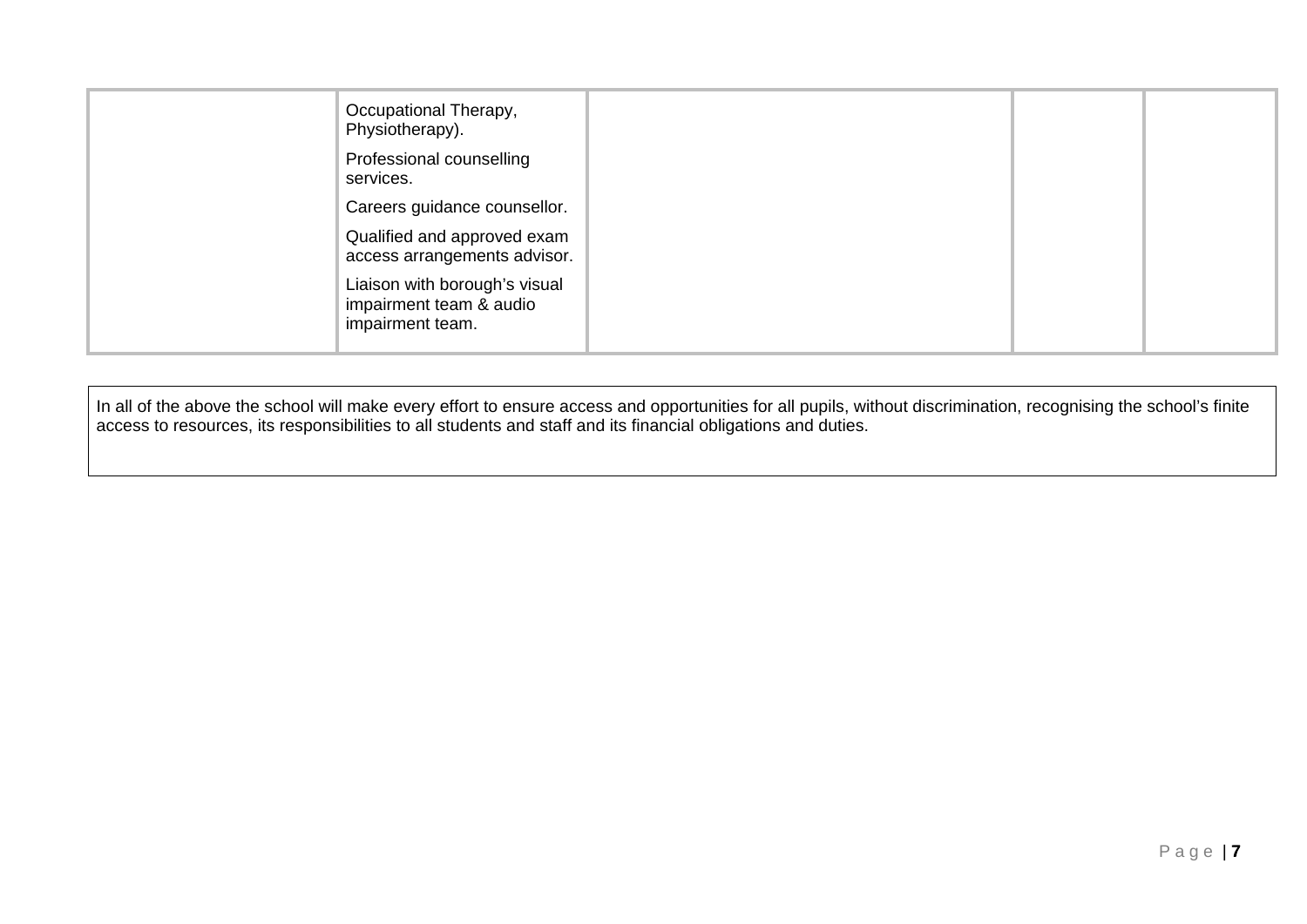| | | | | |
|---|---|---|---|---|
| | Occupational Therapy, Physiotherapy).<br><br>Professional counselling services.<br><br>Careers guidance counsellor.<br><br>Qualified and approved exam access arrangements advisor.<br><br>Liaison with borough's visual impairment team & audio impairment team. | | | |

In all of the above the school will make every effort to ensure access and opportunities for all pupils, without discrimination, recognising the school's finite access to resources, its responsibilities to all students and staff and its financial obligations and duties.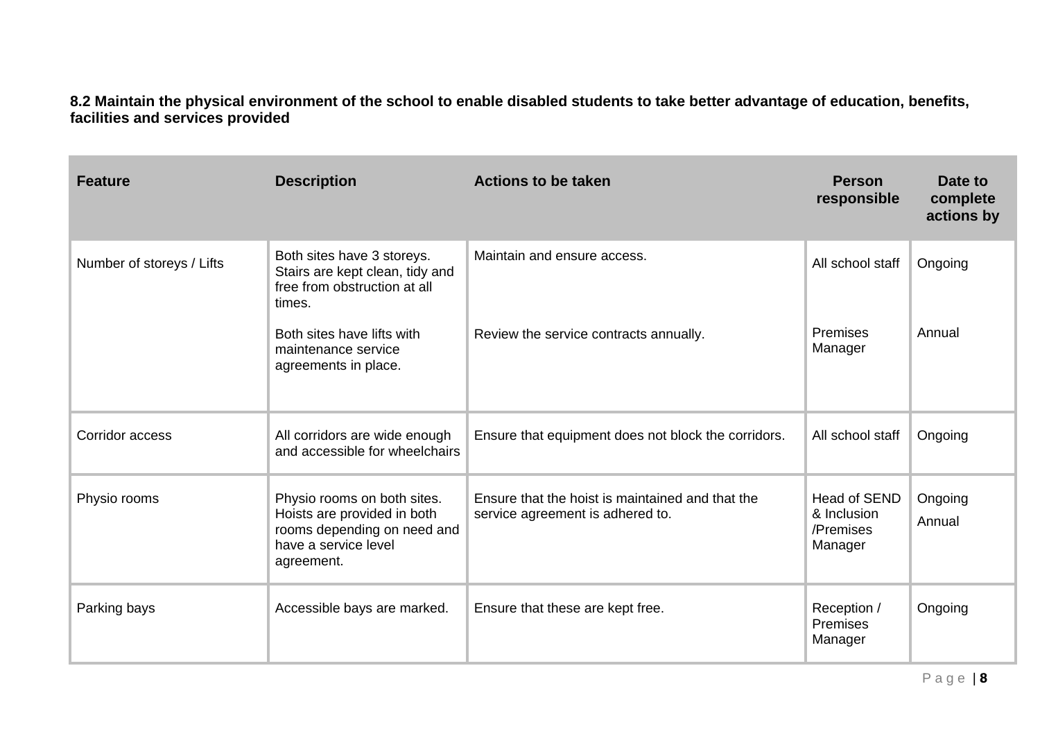**8.2 Maintain the physical environment of the school to enable disabled students to take better advantage of education, benefits, facilities and services provided**

| Feature | Description | Actions to be taken | Person responsible | Date to complete actions by |
|---|---|---|---|---|
| Number of storeys / Lifts | Both sites have 3 storeys. Stairs are kept clean, tidy and free from obstruction at all times.<br><br>Both sites have lifts with maintenance service agreements in place. | Maintain and ensure access.<br><br>Review the service contracts annually. | All school staff<br><br>Premises Manager | Ongoing<br><br>Annual |
| Corridor access | All corridors are wide enough and accessible for wheelchairs | Ensure that equipment does not block the corridors. | All school staff | Ongoing |
| Physio rooms | Physio rooms on both sites. Hoists are provided in both rooms depending on need and have a service level agreement. | Ensure that the hoist is maintained and that the service agreement is adhered to. | Head of SEND & Inclusion /Premises Manager | Ongoing<br>Annual |
| Parking bays | Accessible bays are marked. | Ensure that these are kept free. | Reception / Premises Manager | Ongoing |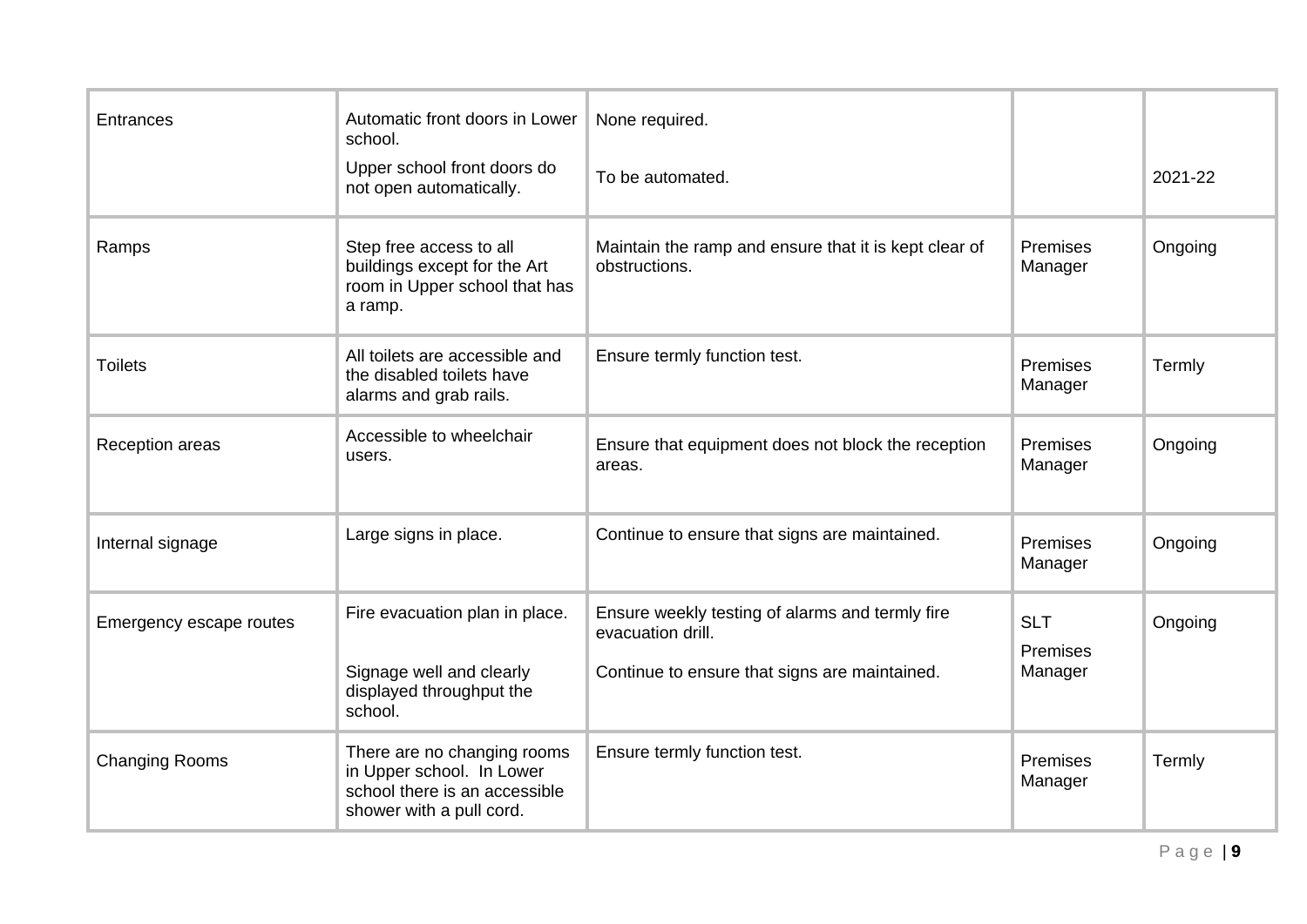| Entrances | Automatic front doors in Lower school.<br>Upper school front doors do not open automatically. | None required.<br>To be automated. | | 2021-22 |
|---|---|---|---|---|
| Ramps | Step free access to all buildings except for the Art room in Upper school that has a ramp. | Maintain the ramp and ensure that it is kept clear of obstructions. | Premises Manager | Ongoing |
| Toilets | All toilets are accessible and the disabled toilets have alarms and grab rails. | Ensure termly function test. | Premises Manager | Termly |
| Reception areas | Accessible to wheelchair users. | Ensure that equipment does not block the reception areas. | Premises Manager | Ongoing |
| Internal signage | Large signs in place. | Continue to ensure that signs are maintained. | Premises Manager | Ongoing |
| Emergency escape routes | Fire evacuation plan in place.<br>Signage well and clearly displayed throughput the school. | Ensure weekly testing of alarms and termly fire evacuation drill.<br>Continue to ensure that signs are maintained. | SLT<br>Premises Manager | Ongoing |
| Changing Rooms | There are no changing rooms in Upper school. In Lower school there is an accessible shower with a pull cord. | Ensure termly function test. | Premises Manager | Termly |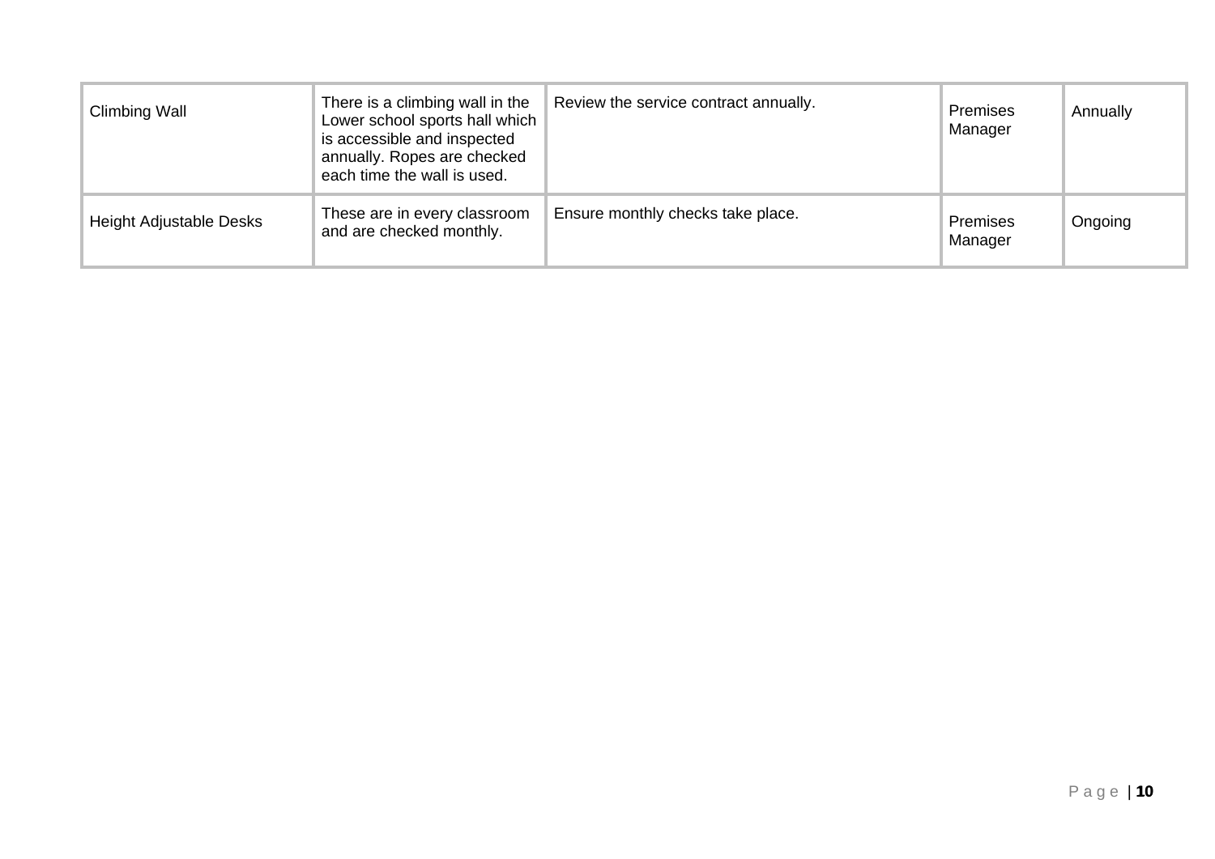| Climbing Wall | There is a climbing wall in the Lower school sports hall which is accessible and inspected annually. Ropes are checked each time the wall is used. | Review the service contract annually. | Premises Manager | Annually |
|---|---|---|---|---|
| Height Adjustable Desks | These are in every classroom and are checked monthly. | Ensure monthly checks take place. | Premises Manager | Ongoing |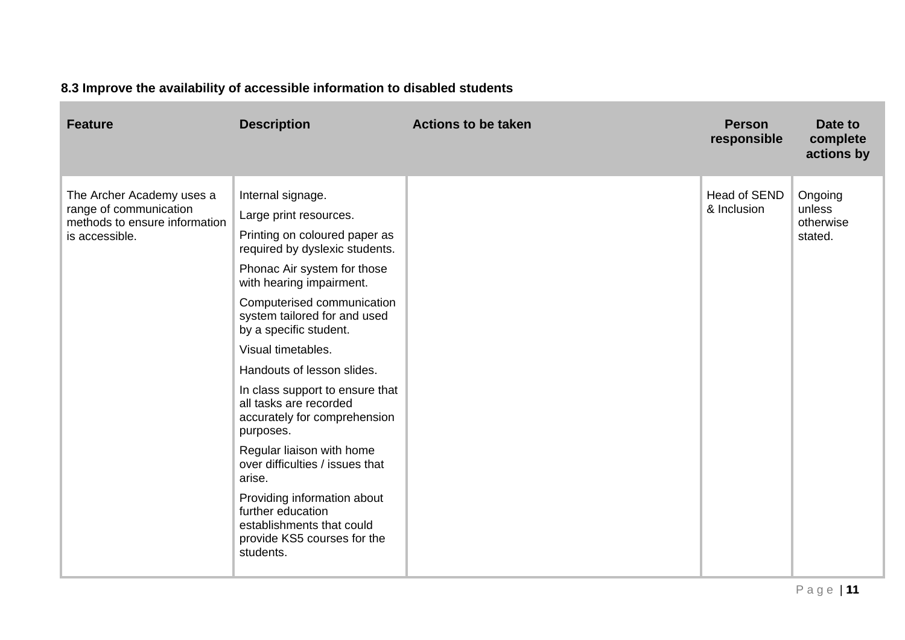**8.3 Improve the availability of accessible information to disabled students**

| Feature | Description | Actions to be taken | Person responsible | Date to complete actions by |
|---|---|---|---|---|
| The Archer Academy uses a range of communication methods to ensure information is accessible. | Internal signage.<br>Large print resources.<br>Printing on coloured paper as required by dyslexic students.<br>Phonac Air system for those with hearing impairment.<br>Computerised communication system tailored for and used by a specific student.<br>Visual timetables.<br>Handouts of lesson slides.<br>In class support to ensure that all tasks are recorded accurately for comprehension purposes.<br>Regular liaison with home over difficulties / issues that arise.<br>Providing information about further education establishments that could provide KS5 courses for the students. | | Head of SEND & Inclusion | Ongoing unless otherwise stated. |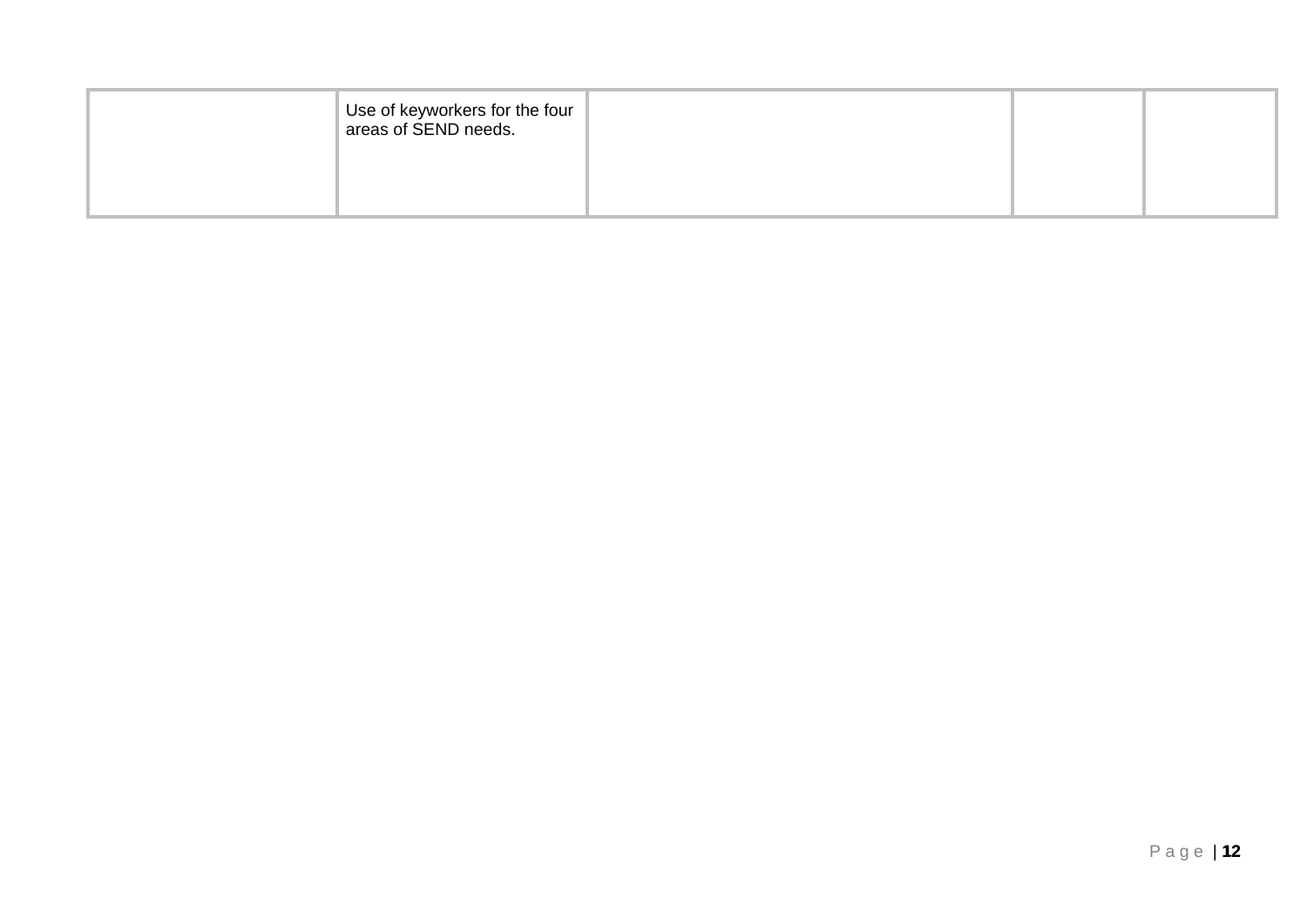| | | | | |
|---|---|---|---|---|
| | Use of keyworkers for the four areas of SEND needs. | | | |